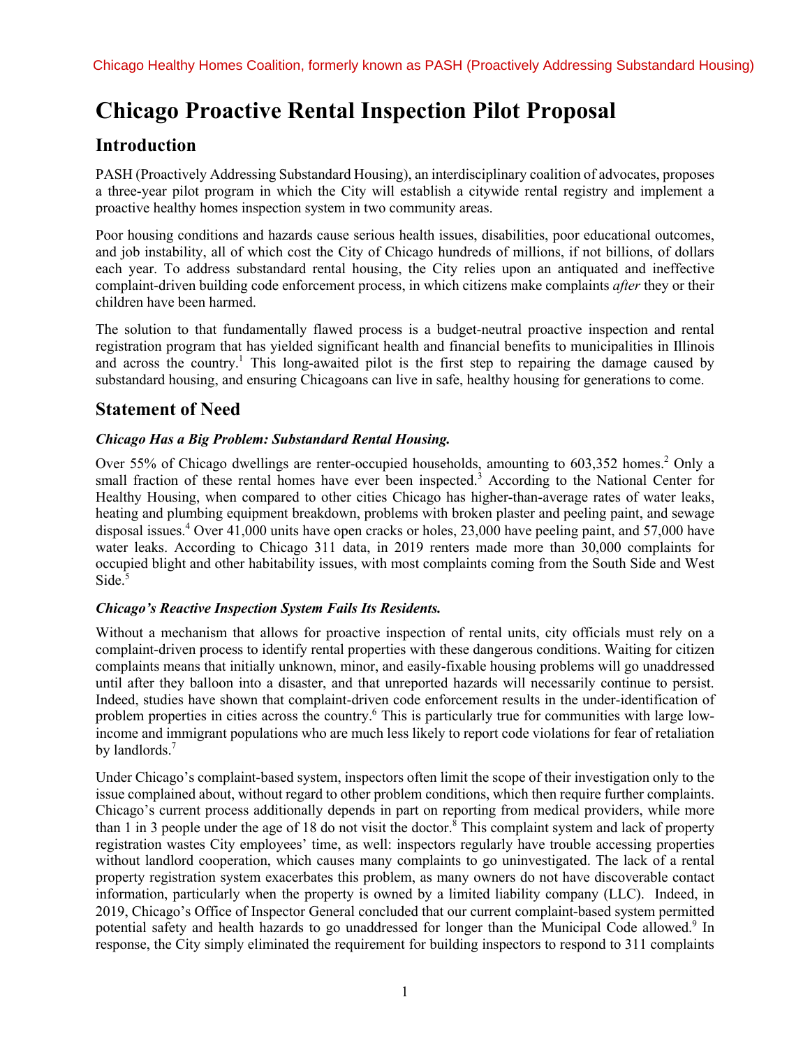Chicago Healthy Homes Coalition, formerly known as PASH (Proactively Addressing Substandard Housing)

# Chicago Proactive Rental Inspection Pilot Proposal

## Introduction

PASH (Proactively Addressing Substandard Housing), an interdisciplinary coalition of advocates, proposes a three-year pilot program in which the City will establish a citywide rental registry and implement a proactive healthy homes inspection system in two community areas.

Poor housing conditions and hazards cause serious health issues, disabilities, poor educational outcomes, and job instability, all of which cost the City of Chicago hundreds of millions, if not billions, of dollars each year. To address substandard rental housing, the City relies upon an antiquated and ineffective complaint-driven building code enforcement process, in which citizens make complaints *after* they or their children have been harmed.

The solution to that fundamentally flawed process is a budget-neutral proactive inspection and rental registration program that has yielded significant health and financial benefits to municipalities in Illinois and across the country.[1] This long-awaited pilot is the first step to repairing the damage caused by substandard housing, and ensuring Chicagoans can live in safe, healthy housing for generations to come.

## Statement of Need

### *Chicago Has a Big Problem: Substandard Rental Housing.*

Over 55% of Chicago dwellings are renter-occupied households, amounting to 603,352 homes.[2] Only a small fraction of these rental homes have ever been inspected.[3] According to the National Center for Healthy Housing, when compared to other cities Chicago has higher-than-average rates of water leaks, heating and plumbing equipment breakdown, problems with broken plaster and peeling paint, and sewage disposal issues.[4] Over 41,000 units have open cracks or holes, 23,000 have peeling paint, and 57,000 have water leaks. According to Chicago 311 data, in 2019 renters made more than 30,000 complaints for occupied blight and other habitability issues, with most complaints coming from the South Side and West Side.[5]

### *Chicago's Reactive Inspection System Fails Its Residents.*

Without a mechanism that allows for proactive inspection of rental units, city officials must rely on a complaint-driven process to identify rental properties with these dangerous conditions. Waiting for citizen complaints means that initially unknown, minor, and easily-fixable housing problems will go unaddressed until after they balloon into a disaster, and that unreported hazards will necessarily continue to persist. Indeed, studies have shown that complaint-driven code enforcement results in the under-identification of problem properties in cities across the country.[6] This is particularly true for communities with large low-income and immigrant populations who are much less likely to report code violations for fear of retaliation by landlords.[7]

Under Chicago's complaint-based system, inspectors often limit the scope of their investigation only to the issue complained about, without regard to other problem conditions, which then require further complaints. Chicago's current process additionally depends in part on reporting from medical providers, while more than 1 in 3 people under the age of 18 do not visit the doctor.[8] This complaint system and lack of property registration wastes City employees' time, as well: inspectors regularly have trouble accessing properties without landlord cooperation, which causes many complaints to go uninvestigated. The lack of a rental property registration system exacerbates this problem, as many owners do not have discoverable contact information, particularly when the property is owned by a limited liability company (LLC). Indeed, in 2019, Chicago's Office of Inspector General concluded that our current complaint-based system permitted potential safety and health hazards to go unaddressed for longer than the Municipal Code allowed.[9] In response, the City simply eliminated the requirement for building inspectors to respond to 311 complaints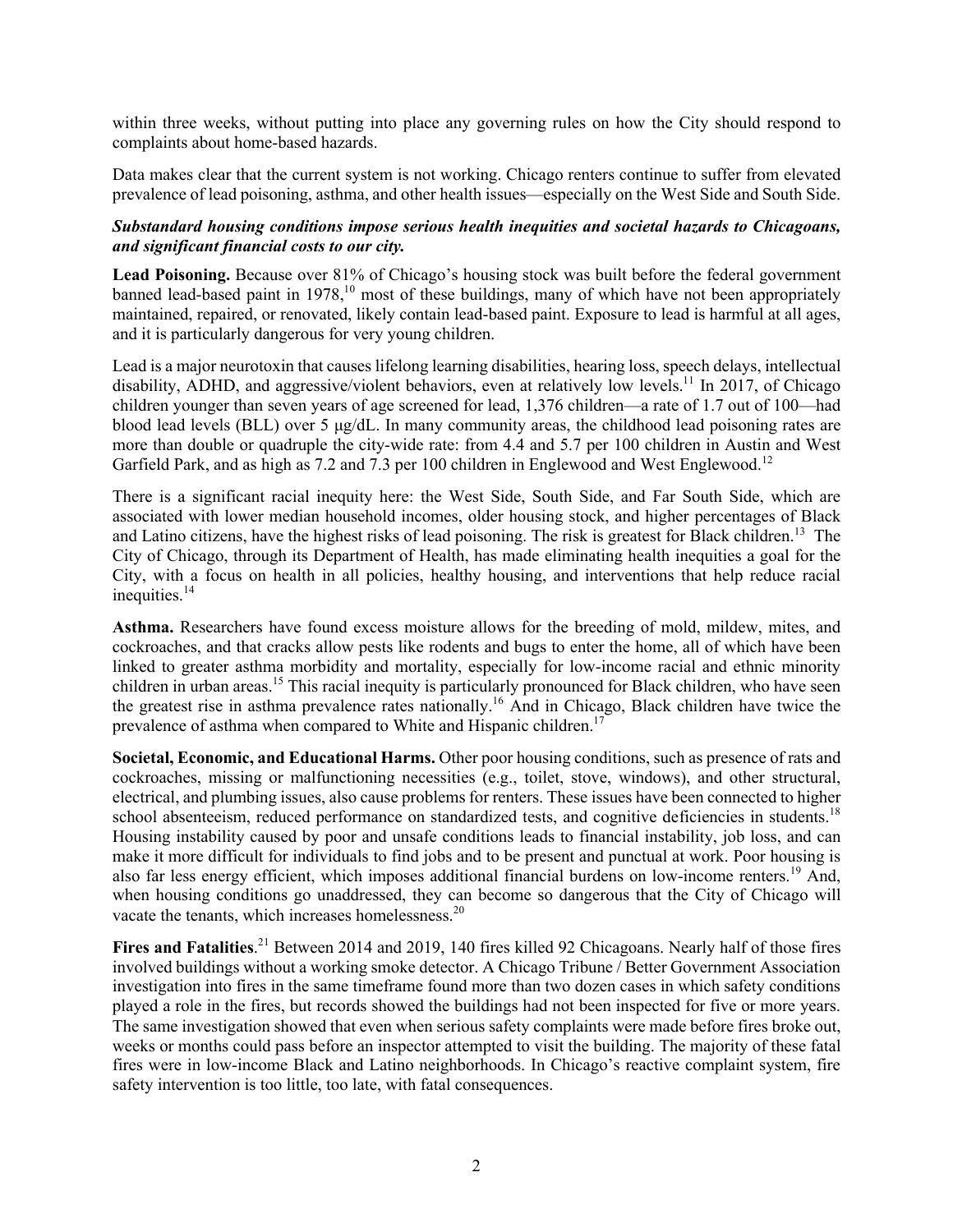within three weeks, without putting into place any governing rules on how the City should respond to complaints about home-based hazards.

Data makes clear that the current system is not working. Chicago renters continue to suffer from elevated prevalence of lead poisoning, asthma, and other health issues—especially on the West Side and South Side.

***Substandard housing conditions impose serious health inequities and societal hazards to Chicagoans, and significant financial costs to our city.***

**Lead Poisoning.** Because over 81% of Chicago's housing stock was built before the federal government banned lead-based paint in 1978,[10] most of these buildings, many of which have not been appropriately maintained, repaired, or renovated, likely contain lead-based paint. Exposure to lead is harmful at all ages, and it is particularly dangerous for very young children.

Lead is a major neurotoxin that causes lifelong learning disabilities, hearing loss, speech delays, intellectual disability, ADHD, and aggressive/violent behaviors, even at relatively low levels.[11] In 2017, of Chicago children younger than seven years of age screened for lead, 1,376 children—a rate of 1.7 out of 100—had blood lead levels (BLL) over 5 μg/dL. In many community areas, the childhood lead poisoning rates are more than double or quadruple the city-wide rate: from 4.4 and 5.7 per 100 children in Austin and West Garfield Park, and as high as 7.2 and 7.3 per 100 children in Englewood and West Englewood.[12]

There is a significant racial inequity here: the West Side, South Side, and Far South Side, which are associated with lower median household incomes, older housing stock, and higher percentages of Black and Latino citizens, have the highest risks of lead poisoning. The risk is greatest for Black children.[13] The City of Chicago, through its Department of Health, has made eliminating health inequities a goal for the City, with a focus on health in all policies, healthy housing, and interventions that help reduce racial inequities.[14]

**Asthma.** Researchers have found excess moisture allows for the breeding of mold, mildew, mites, and cockroaches, and that cracks allow pests like rodents and bugs to enter the home, all of which have been linked to greater asthma morbidity and mortality, especially for low-income racial and ethnic minority children in urban areas.[15] This racial inequity is particularly pronounced for Black children, who have seen the greatest rise in asthma prevalence rates nationally.[16] And in Chicago, Black children have twice the prevalence of asthma when compared to White and Hispanic children.[17]

**Societal, Economic, and Educational Harms.** Other poor housing conditions, such as presence of rats and cockroaches, missing or malfunctioning necessities (e.g., toilet, stove, windows), and other structural, electrical, and plumbing issues, also cause problems for renters. These issues have been connected to higher school absenteeism, reduced performance on standardized tests, and cognitive deficiencies in students.[18] Housing instability caused by poor and unsafe conditions leads to financial instability, job loss, and can make it more difficult for individuals to find jobs and to be present and punctual at work. Poor housing is also far less energy efficient, which imposes additional financial burdens on low-income renters.[19] And, when housing conditions go unaddressed, they can become so dangerous that the City of Chicago will vacate the tenants, which increases homelessness.[20]

**Fires and Fatalities**.[21] Between 2014 and 2019, 140 fires killed 92 Chicagoans. Nearly half of those fires involved buildings without a working smoke detector. A Chicago Tribune / Better Government Association investigation into fires in the same timeframe found more than two dozen cases in which safety conditions played a role in the fires, but records showed the buildings had not been inspected for five or more years. The same investigation showed that even when serious safety complaints were made before fires broke out, weeks or months could pass before an inspector attempted to visit the building. The majority of these fatal fires were in low-income Black and Latino neighborhoods. In Chicago's reactive complaint system, fire safety intervention is too little, too late, with fatal consequences.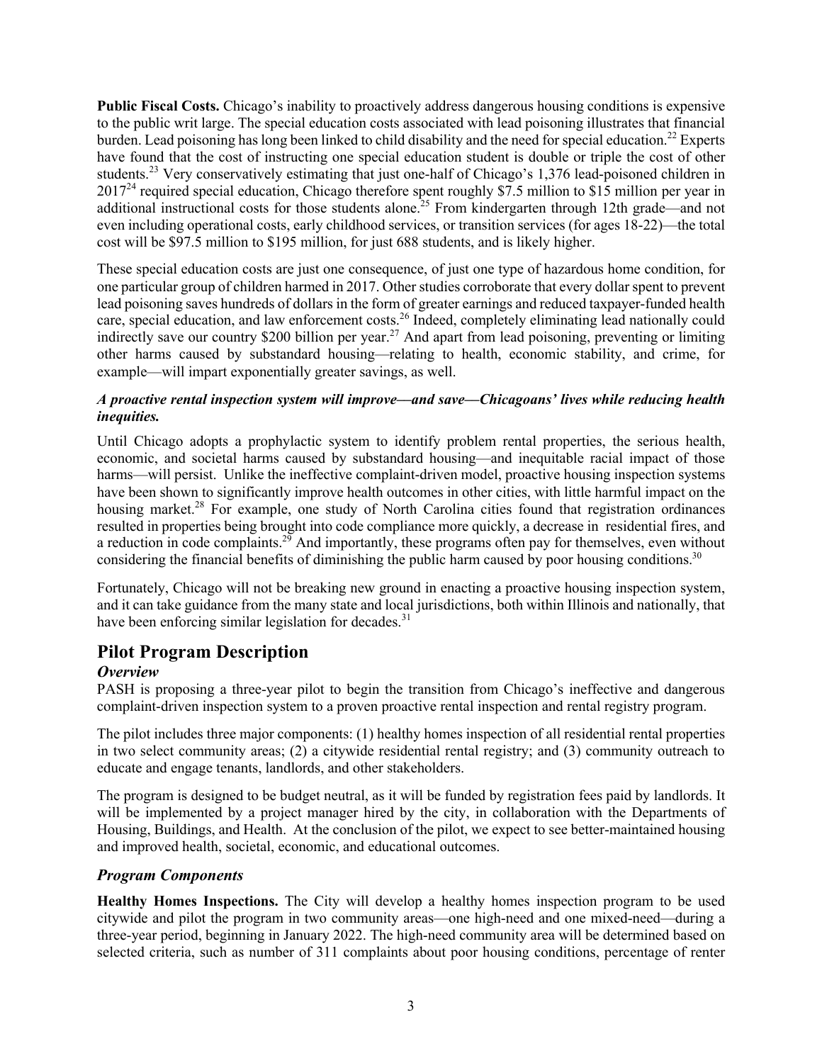**Public Fiscal Costs.** Chicago's inability to proactively address dangerous housing conditions is expensive to the public writ large. The special education costs associated with lead poisoning illustrates that financial burden. Lead poisoning has long been linked to child disability and the need for special education.[22] Experts have found that the cost of instructing one special education student is double or triple the cost of other students.[23] Very conservatively estimating that just one-half of Chicago's 1,376 lead-poisoned children in 2017[24] required special education, Chicago therefore spent roughly $7.5 million to $15 million per year in additional instructional costs for those students alone.[25] From kindergarten through 12th grade—and not even including operational costs, early childhood services, or transition services (for ages 18-22)—the total cost will be $97.5 million to $195 million, for just 688 students, and is likely higher.

These special education costs are just one consequence, of just one type of hazardous home condition, for one particular group of children harmed in 2017. Other studies corroborate that every dollar spent to prevent lead poisoning saves hundreds of dollars in the form of greater earnings and reduced taxpayer-funded health care, special education, and law enforcement costs.[26] Indeed, completely eliminating lead nationally could indirectly save our country $200 billion per year.[27] And apart from lead poisoning, preventing or limiting other harms caused by substandard housing—relating to health, economic stability, and crime, for example—will impart exponentially greater savings, as well.

***A proactive rental inspection system will improve—and save—Chicagoans' lives while reducing health inequities.***

Until Chicago adopts a prophylactic system to identify problem rental properties, the serious health, economic, and societal harms caused by substandard housing—and inequitable racial impact of those harms—will persist. Unlike the ineffective complaint-driven model, proactive housing inspection systems have been shown to significantly improve health outcomes in other cities, with little harmful impact on the housing market.[28] For example, one study of North Carolina cities found that registration ordinances resulted in properties being brought into code compliance more quickly, a decrease in residential fires, and a reduction in code complaints.[29] And importantly, these programs often pay for themselves, even without considering the financial benefits of diminishing the public harm caused by poor housing conditions.[30]

Fortunately, Chicago will not be breaking new ground in enacting a proactive housing inspection system, and it can take guidance from the many state and local jurisdictions, both within Illinois and nationally, that have been enforcing similar legislation for decades.[31]

## Pilot Program Description

### *Overview*

PASH is proposing a three-year pilot to begin the transition from Chicago's ineffective and dangerous complaint-driven inspection system to a proven proactive rental inspection and rental registry program.

The pilot includes three major components: (1) healthy homes inspection of all residential rental properties in two select community areas; (2) a citywide residential rental registry; and (3) community outreach to educate and engage tenants, landlords, and other stakeholders.

The program is designed to be budget neutral, as it will be funded by registration fees paid by landlords. It will be implemented by a project manager hired by the city, in collaboration with the Departments of Housing, Buildings, and Health. At the conclusion of the pilot, we expect to see better-maintained housing and improved health, societal, economic, and educational outcomes.

### *Program Components*

**Healthy Homes Inspections.** The City will develop a healthy homes inspection program to be used citywide and pilot the program in two community areas—one high-need and one mixed-need—during a three-year period, beginning in January 2022. The high-need community area will be determined based on selected criteria, such as number of 311 complaints about poor housing conditions, percentage of renter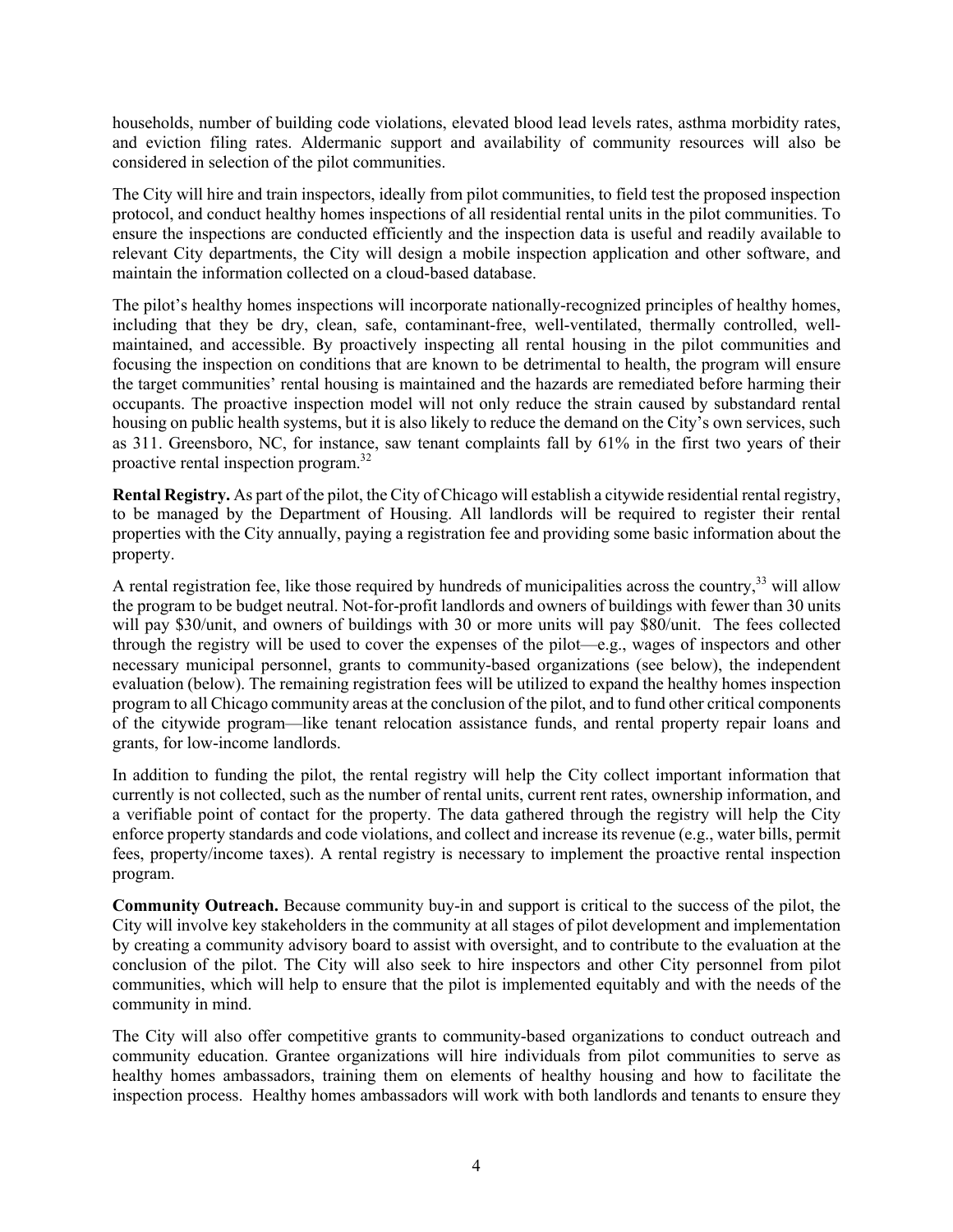households, number of building code violations, elevated blood lead levels rates, asthma morbidity rates, and eviction filing rates. Aldermanic support and availability of community resources will also be considered in selection of the pilot communities.

The City will hire and train inspectors, ideally from pilot communities, to field test the proposed inspection protocol, and conduct healthy homes inspections of all residential rental units in the pilot communities. To ensure the inspections are conducted efficiently and the inspection data is useful and readily available to relevant City departments, the City will design a mobile inspection application and other software, and maintain the information collected on a cloud-based database.

The pilot's healthy homes inspections will incorporate nationally-recognized principles of healthy homes, including that they be dry, clean, safe, contaminant-free, well-ventilated, thermally controlled, well-maintained, and accessible. By proactively inspecting all rental housing in the pilot communities and focusing the inspection on conditions that are known to be detrimental to health, the program will ensure the target communities' rental housing is maintained and the hazards are remediated before harming their occupants. The proactive inspection model will not only reduce the strain caused by substandard rental housing on public health systems, but it is also likely to reduce the demand on the City's own services, such as 311. Greensboro, NC, for instance, saw tenant complaints fall by 61% in the first two years of their proactive rental inspection program.[32]

**Rental Registry.** As part of the pilot, the City of Chicago will establish a citywide residential rental registry, to be managed by the Department of Housing. All landlords will be required to register their rental properties with the City annually, paying a registration fee and providing some basic information about the property.

A rental registration fee, like those required by hundreds of municipalities across the country,[33] will allow the program to be budget neutral. Not-for-profit landlords and owners of buildings with fewer than 30 units will pay \$30/unit, and owners of buildings with 30 or more units will pay \$80/unit. The fees collected through the registry will be used to cover the expenses of the pilot—e.g., wages of inspectors and other necessary municipal personnel, grants to community-based organizations (see below), the independent evaluation (below). The remaining registration fees will be utilized to expand the healthy homes inspection program to all Chicago community areas at the conclusion of the pilot, and to fund other critical components of the citywide program—like tenant relocation assistance funds, and rental property repair loans and grants, for low-income landlords.

In addition to funding the pilot, the rental registry will help the City collect important information that currently is not collected, such as the number of rental units, current rent rates, ownership information, and a verifiable point of contact for the property. The data gathered through the registry will help the City enforce property standards and code violations, and collect and increase its revenue (e.g., water bills, permit fees, property/income taxes). A rental registry is necessary to implement the proactive rental inspection program.

**Community Outreach.** Because community buy-in and support is critical to the success of the pilot, the City will involve key stakeholders in the community at all stages of pilot development and implementation by creating a community advisory board to assist with oversight, and to contribute to the evaluation at the conclusion of the pilot. The City will also seek to hire inspectors and other City personnel from pilot communities, which will help to ensure that the pilot is implemented equitably and with the needs of the community in mind.

The City will also offer competitive grants to community-based organizations to conduct outreach and community education. Grantee organizations will hire individuals from pilot communities to serve as healthy homes ambassadors, training them on elements of healthy housing and how to facilitate the inspection process. Healthy homes ambassadors will work with both landlords and tenants to ensure they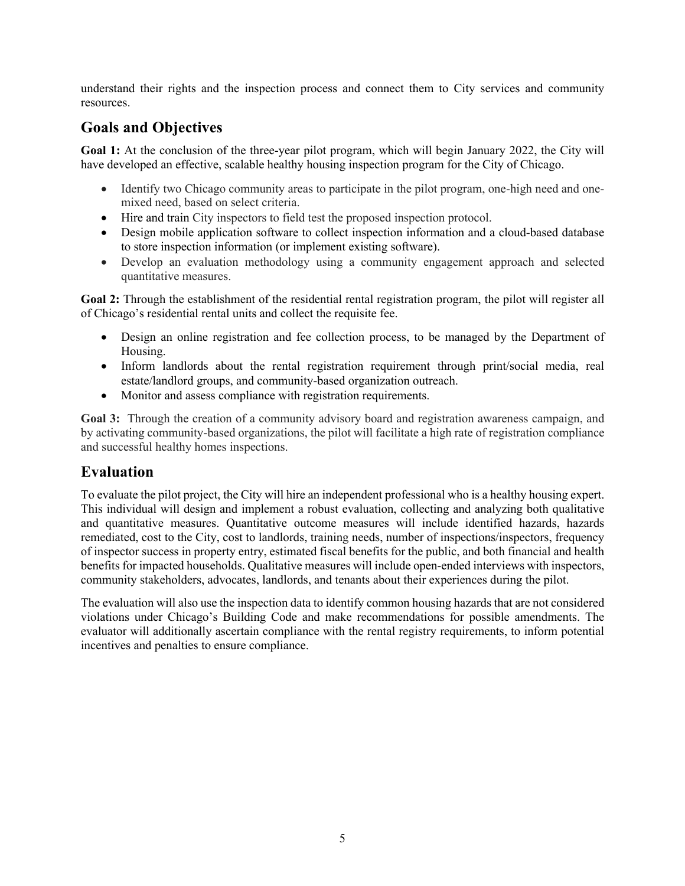understand their rights and the inspection process and connect them to City services and community resources.

## Goals and Objectives

**Goal 1:** At the conclusion of the three-year pilot program, which will begin January 2022, the City will have developed an effective, scalable healthy housing inspection program for the City of Chicago.

- Identify two Chicago community areas to participate in the pilot program, one-high need and one-mixed need, based on select criteria.
- Hire and train City inspectors to field test the proposed inspection protocol.
- Design mobile application software to collect inspection information and a cloud-based database to store inspection information (or implement existing software).
- Develop an evaluation methodology using a community engagement approach and selected quantitative measures.

**Goal 2:** Through the establishment of the residential rental registration program, the pilot will register all of Chicago's residential rental units and collect the requisite fee.

- Design an online registration and fee collection process, to be managed by the Department of Housing.
- Inform landlords about the rental registration requirement through print/social media, real estate/landlord groups, and community-based organization outreach.
- Monitor and assess compliance with registration requirements.

**Goal 3:** Through the creation of a community advisory board and registration awareness campaign, and by activating community-based organizations, the pilot will facilitate a high rate of registration compliance and successful healthy homes inspections.

## Evaluation

To evaluate the pilot project, the City will hire an independent professional who is a healthy housing expert. This individual will design and implement a robust evaluation, collecting and analyzing both qualitative and quantitative measures. Quantitative outcome measures will include identified hazards, hazards remediated, cost to the City, cost to landlords, training needs, number of inspections/inspectors, frequency of inspector success in property entry, estimated fiscal benefits for the public, and both financial and health benefits for impacted households. Qualitative measures will include open-ended interviews with inspectors, community stakeholders, advocates, landlords, and tenants about their experiences during the pilot.

The evaluation will also use the inspection data to identify common housing hazards that are not considered violations under Chicago's Building Code and make recommendations for possible amendments. The evaluator will additionally ascertain compliance with the rental registry requirements, to inform potential incentives and penalties to ensure compliance.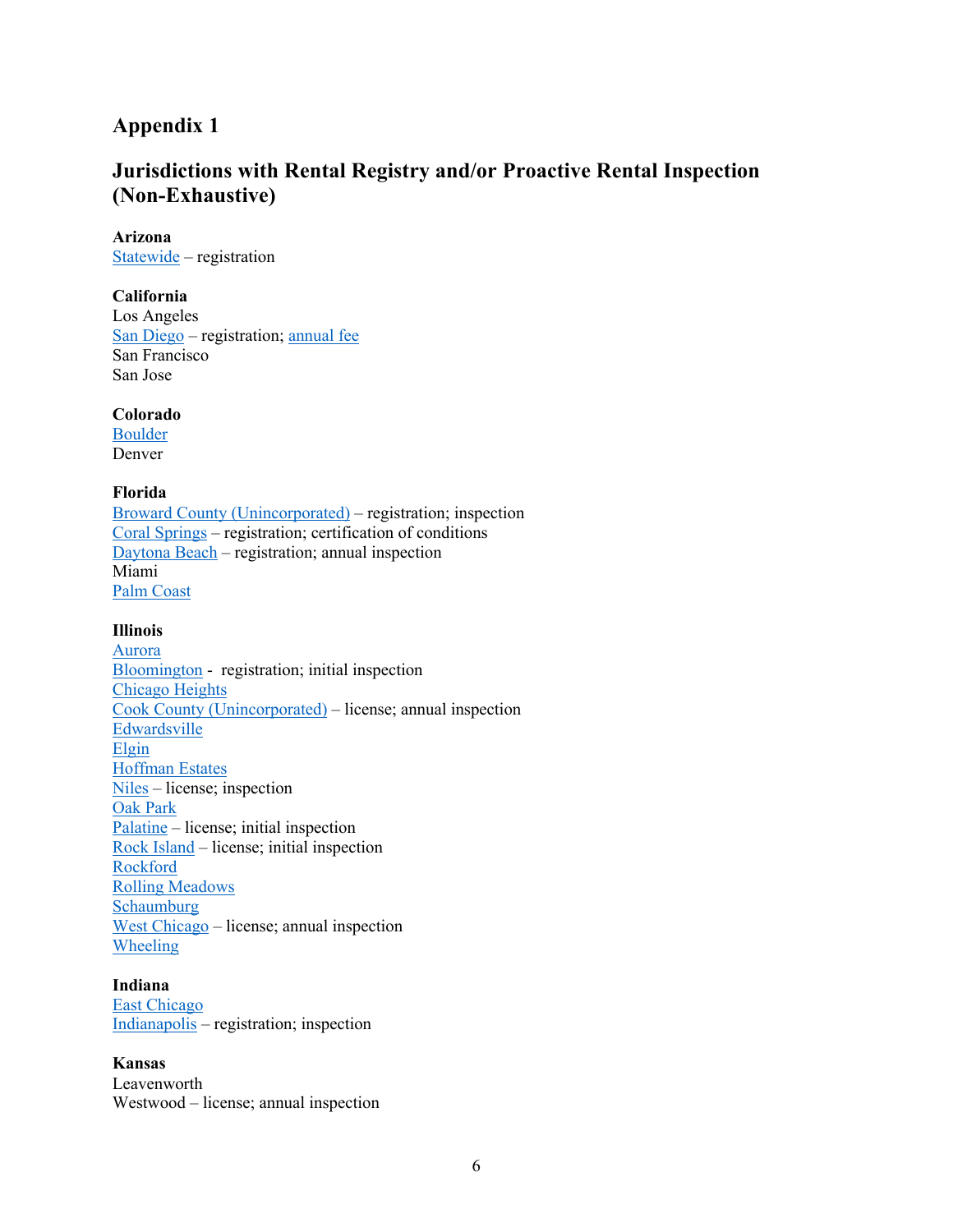## Appendix 1

## Jurisdictions with Rental Registry and/or Proactive Rental Inspection (Non-Exhaustive)

**Arizona**
Statewide – registration

**California**
Los Angeles
San Diego – registration; annual fee
San Francisco
San Jose

**Colorado**
Boulder
Denver

**Florida**
Broward County (Unincorporated) – registration; inspection
Coral Springs – registration; certification of conditions
Daytona Beach – registration; annual inspection
Miami
Palm Coast

**Illinois**
Aurora
Bloomington - registration; initial inspection
Chicago Heights
Cook County (Unincorporated) – license; annual inspection
Edwardsville
Elgin
Hoffman Estates
Niles – license; inspection
Oak Park
Palatine – license; initial inspection
Rock Island – license; initial inspection
Rockford
Rolling Meadows
Schaumburg
West Chicago – license; annual inspection
Wheeling

**Indiana**
East Chicago
Indianapolis – registration; inspection

**Kansas**
Leavenworth
Westwood – license; annual inspection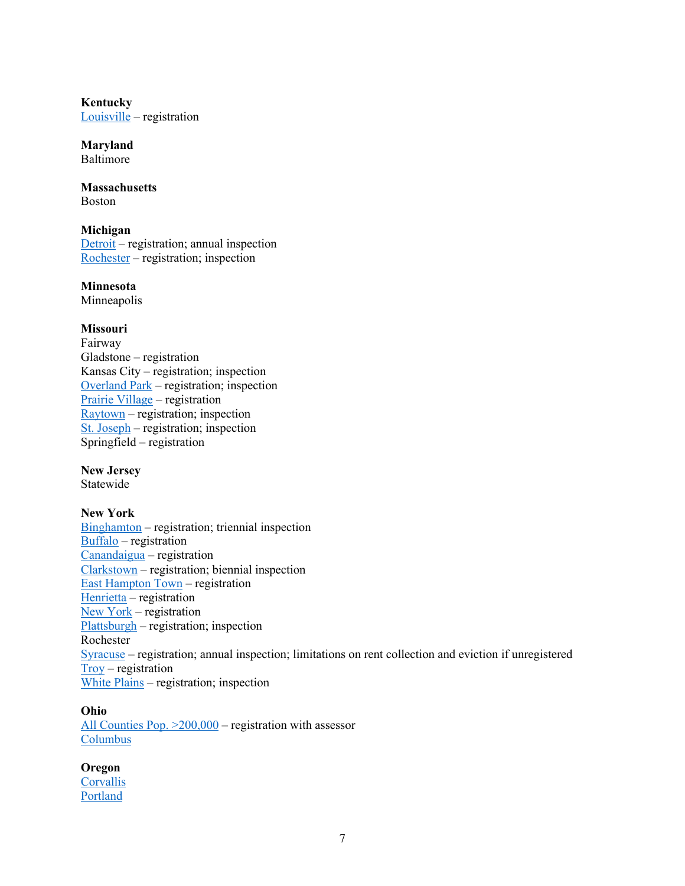**Kentucky**
Louisville – registration

**Maryland**
Baltimore

**Massachusetts**
Boston

**Michigan**
Detroit – registration; annual inspection
Rochester – registration; inspection

**Minnesota**
Minneapolis

**Missouri**
Fairway
Gladstone – registration
Kansas City – registration; inspection
Overland Park – registration; inspection
Prairie Village – registration
Raytown – registration; inspection
St. Joseph – registration; inspection
Springfield – registration

**New Jersey**
Statewide

**New York**
Binghamton – registration; triennial inspection
Buffalo – registration
Canandaigua – registration
Clarkstown – registration; biennial inspection
East Hampton Town – registration
Henrietta – registration
New York – registration
Plattsburgh – registration; inspection
Rochester
Syracuse – registration; annual inspection; limitations on rent collection and eviction if unregistered
Troy – registration
White Plains – registration; inspection

**Ohio**
All Counties Pop. >200,000 – registration with assessor
Columbus

**Oregon**
Corvallis
Portland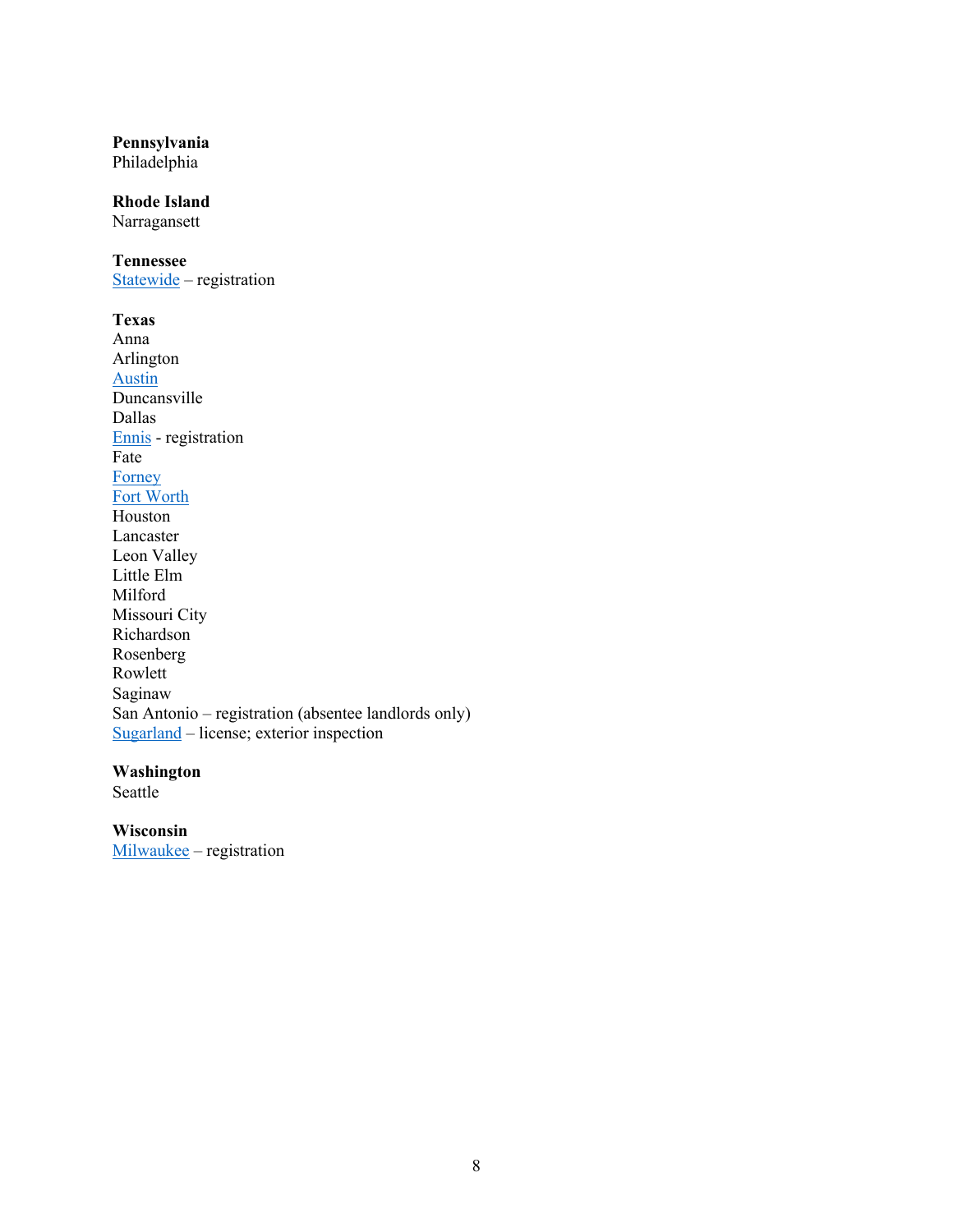**Pennsylvania**
Philadelphia

**Rhode Island**
Narragansett

**Tennessee**
Statewide – registration

**Texas**
Anna
Arlington
Austin
Duncansville
Dallas
Ennis - registration
Fate
Forney
Fort Worth
Houston
Lancaster
Leon Valley
Little Elm
Milford
Missouri City
Richardson
Rosenberg
Rowlett
Saginaw
San Antonio – registration (absentee landlords only)
Sugarland – license; exterior inspection

**Washington**
Seattle

**Wisconsin**
Milwaukee – registration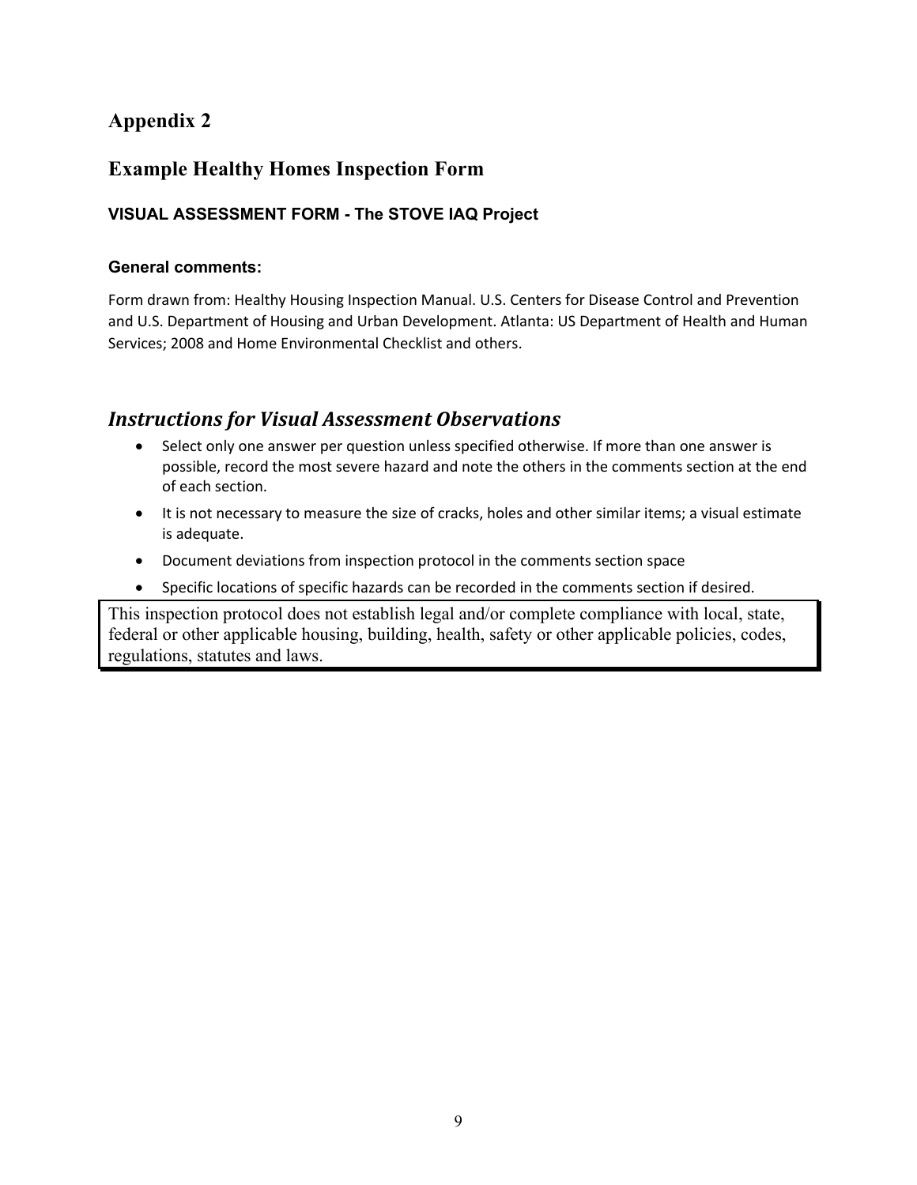## Appendix 2

## Example Healthy Homes Inspection Form

### VISUAL ASSESSMENT FORM - The STOVE IAQ Project

#### General comments:

Form drawn from: Healthy Housing Inspection Manual. U.S. Centers for Disease Control and Prevention and U.S. Department of Housing and Urban Development. Atlanta: US Department of Health and Human Services; 2008 and Home Environmental Checklist and others.

### *Instructions for Visual Assessment Observations*

- Select only one answer per question unless specified otherwise. If more than one answer is possible, record the most severe hazard and note the others in the comments section at the end of each section.
- It is not necessary to measure the size of cracks, holes and other similar items; a visual estimate is adequate.
- Document deviations from inspection protocol in the comments section space
- Specific locations of specific hazards can be recorded in the comments section if desired.

This inspection protocol does not establish legal and/or complete compliance with local, state, federal or other applicable housing, building, health, safety or other applicable policies, codes, regulations, statutes and laws.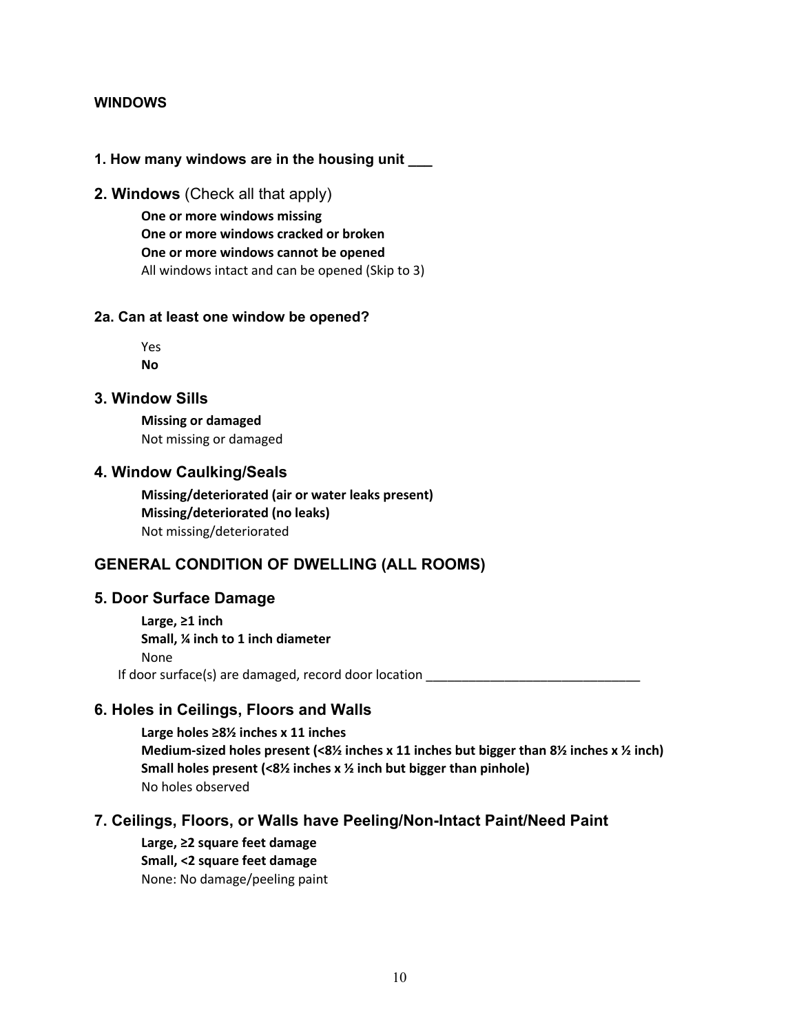## WINDOWS

### 1. How many windows are in the housing unit ___

### 2. Windows (Check all that apply)

**One or more windows missing**
**One or more windows cracked or broken**
**One or more windows cannot be opened**
All windows intact and can be opened (Skip to 3)

### 2a. Can at least one window be opened?

Yes
**No**

### 3. Window Sills

**Missing or damaged**
Not missing or damaged

### 4. Window Caulking/Seals

**Missing/deteriorated (air or water leaks present)**
**Missing/deteriorated (no leaks)**
Not missing/deteriorated

## GENERAL CONDITION OF DWELLING (ALL ROOMS)

### 5. Door Surface Damage

**Large, ≥1 inch**
**Small, ¼ inch to 1 inch diameter**
None

If door surface(s) are damaged, record door location ______________________________

### 6. Holes in Ceilings, Floors and Walls

**Large holes ≥8½ inches x 11 inches**
**Medium-sized holes present (<8½ inches x 11 inches but bigger than 8½ inches x ½ inch)**
**Small holes present (<8½ inches x ½ inch but bigger than pinhole)**
No holes observed

### 7. Ceilings, Floors, or Walls have Peeling/Non-Intact Paint/Need Paint

**Large, ≥2 square feet damage**
**Small, <2 square feet damage**
None: No damage/peeling paint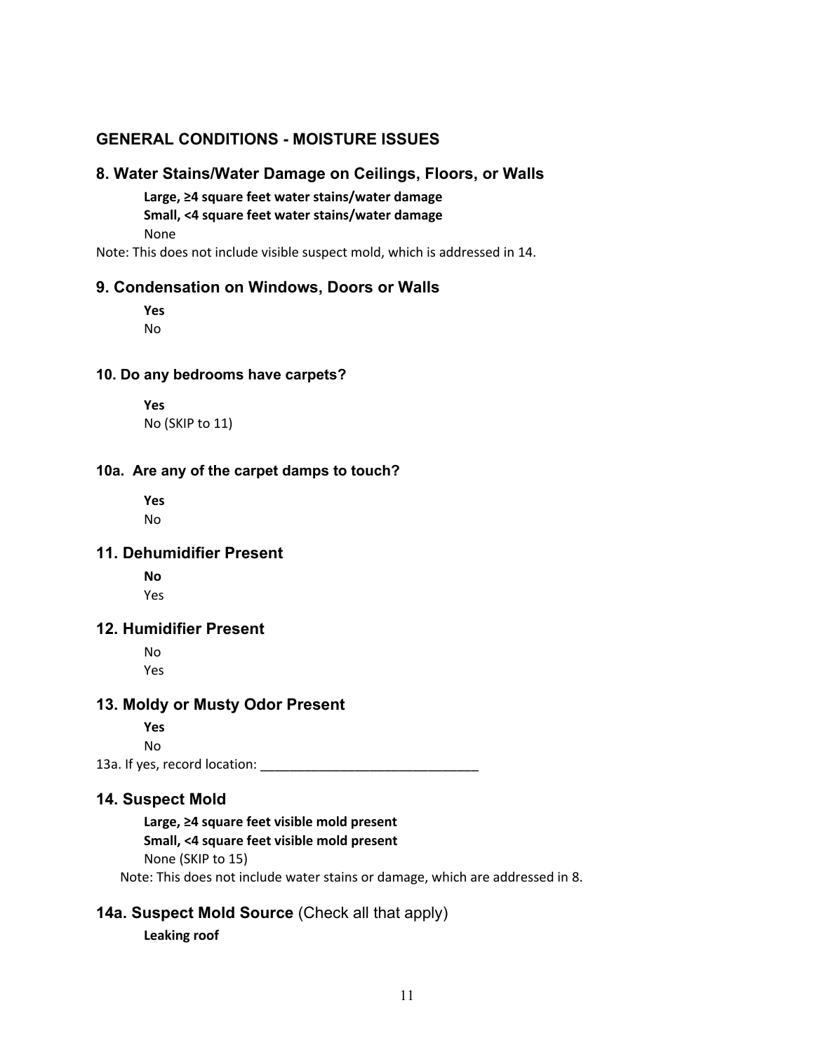## GENERAL CONDITIONS - MOISTURE ISSUES

### 8. Water Stains/Water Damage on Ceilings, Floors, or Walls

**Large, ≥4 square feet water stains/water damage**
**Small, <4 square feet water stains/water damage**
None

Note: This does not include visible suspect mold, which is addressed in 14.

### 9. Condensation on Windows, Doors or Walls

**Yes**
No

#### 10. Do any bedrooms have carpets?

**Yes**
No (SKIP to 11)

#### 10a. Are any of the carpet damps to touch?

**Yes**
No

### 11. Dehumidifier Present

**No**
Yes

### 12. Humidifier Present

No
Yes

### 13. Moldy or Musty Odor Present

**Yes**
No

13a. If yes, record location: ______________________________

### 14. Suspect Mold

**Large, ≥4 square feet visible mold present**
**Small, <4 square feet visible mold present**
None (SKIP to 15)

Note: This does not include water stains or damage, which are addressed in 8.

### 14a. Suspect Mold Source (Check all that apply)

**Leaking roof**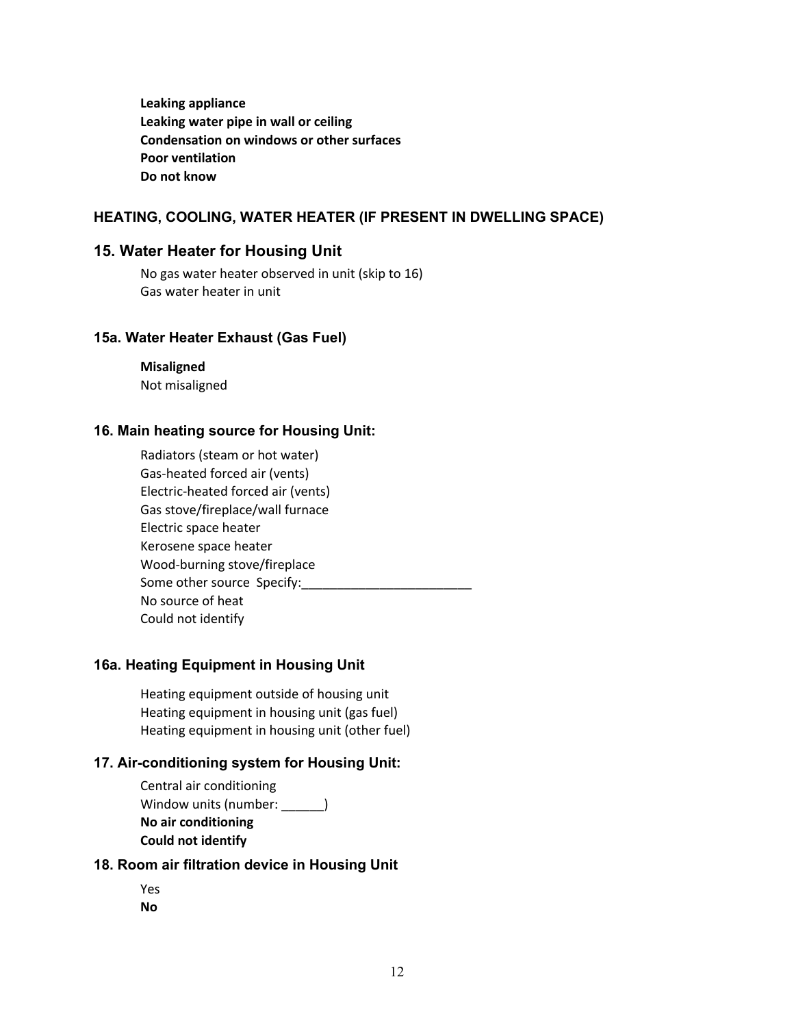**Leaking appliance**
**Leaking water pipe in wall or ceiling**
**Condensation on windows or other surfaces**
**Poor ventilation**
**Do not know**

## HEATING, COOLING, WATER HEATER (IF PRESENT IN DWELLING SPACE)

### 15. Water Heater for Housing Unit

No gas water heater observed in unit (skip to 16)
Gas water heater in unit

### 15a. Water Heater Exhaust (Gas Fuel)

**Misaligned**
Not misaligned

### 16. Main heating source for Housing Unit:

Radiators (steam or hot water)
Gas-heated forced air (vents)
Electric-heated forced air (vents)
Gas stove/fireplace/wall furnace
Electric space heater
Kerosene space heater
Wood-burning stove/fireplace
Some other source Specify:________________________
No source of heat
Could not identify

### 16a. Heating Equipment in Housing Unit

Heating equipment outside of housing unit
Heating equipment in housing unit (gas fuel)
Heating equipment in housing unit (other fuel)

### 17. Air-conditioning system for Housing Unit:

Central air conditioning
Window units (number: ______)
**No air conditioning**
**Could not identify**

### 18. Room air filtration device in Housing Unit

Yes
**No**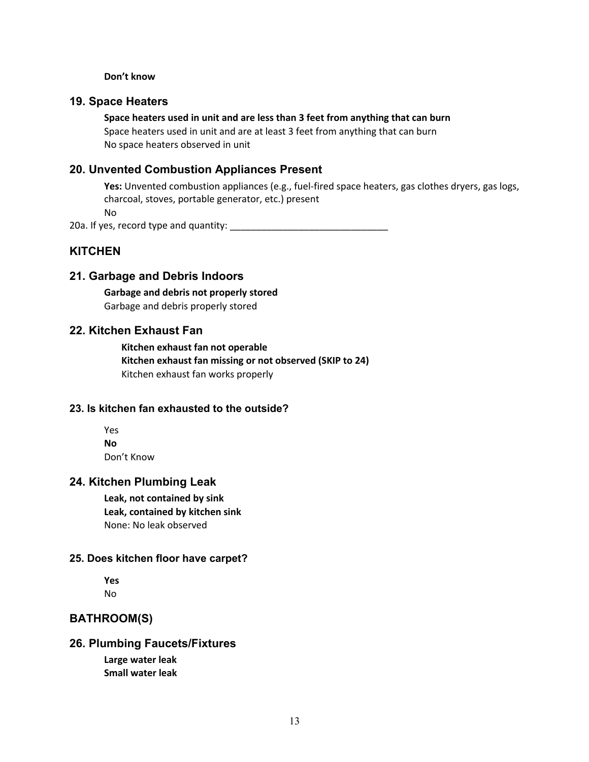**Don't know**

## 19. Space Heaters

**Space heaters used in unit and are less than 3 feet from anything that can burn**
Space heaters used in unit and are at least 3 feet from anything that can burn
No space heaters observed in unit

## 20. Unvented Combustion Appliances Present

**Yes:** Unvented combustion appliances (e.g., fuel-fired space heaters, gas clothes dryers, gas logs, charcoal, stoves, portable generator, etc.) present
No

20a. If yes, record type and quantity: ______________________________

# KITCHEN

## 21. Garbage and Debris Indoors

**Garbage and debris not properly stored**
Garbage and debris properly stored

## 22. Kitchen Exhaust Fan

**Kitchen exhaust fan not operable**
**Kitchen exhaust fan missing or not observed (SKIP to 24)**
Kitchen exhaust fan works properly

### 23. Is kitchen fan exhausted to the outside?

Yes
**No**
Don't Know

## 24. Kitchen Plumbing Leak

**Leak, not contained by sink**
**Leak, contained by kitchen sink**
None: No leak observed

### 25. Does kitchen floor have carpet?

**Yes**
No

# BATHROOM(S)

## 26. Plumbing Faucets/Fixtures

**Large water leak**
**Small water leak**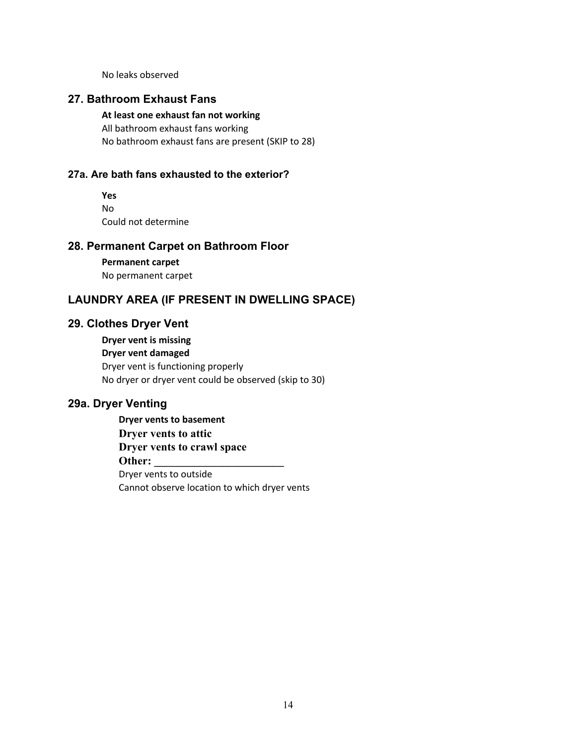No leaks observed

## 27. Bathroom Exhaust Fans

**At least one exhaust fan not working**
All bathroom exhaust fans working
No bathroom exhaust fans are present (SKIP to 28)

### 27a. Are bath fans exhausted to the exterior?

**Yes**
No
Could not determine

## 28. Permanent Carpet on Bathroom Floor

**Permanent carpet**
No permanent carpet

## LAUNDRY AREA (IF PRESENT IN DWELLING SPACE)

## 29. Clothes Dryer Vent

**Dryer vent is missing**
**Dryer vent damaged**
Dryer vent is functioning properly
No dryer or dryer vent could be observed (skip to 30)

## 29a. Dryer Venting

**Dryer vents to basement**
**Dryer vents to attic**
**Dryer vents to crawl space**
**Other: ________________________**
Dryer vents to outside
Cannot observe location to which dryer vents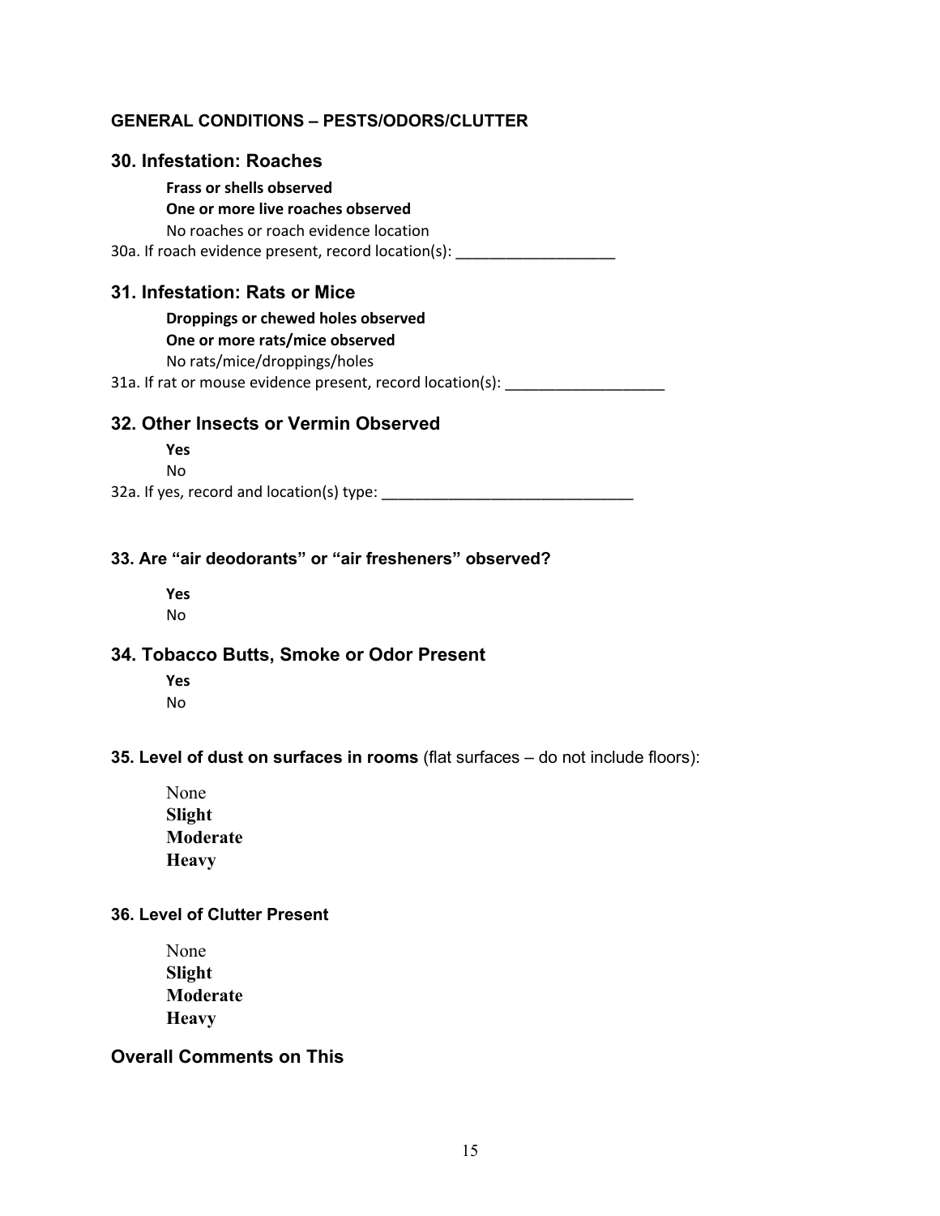### GENERAL CONDITIONS – PESTS/ODORS/CLUTTER

## 30. Infestation: Roaches

**Frass or shells observed**
**One or more live roaches observed**
No roaches or roach evidence location

30a. If roach evidence present, record location(s): ___________________

## 31. Infestation: Rats or Mice

**Droppings or chewed holes observed**
**One or more rats/mice observed**
No rats/mice/droppings/holes

31a. If rat or mouse evidence present, record location(s): ___________________

## 32. Other Insects or Vermin Observed

**Yes**
No

32a. If yes, record and location(s) type: ______________________________

### 33. Are "air deodorants" or "air fresheners" observed?

**Yes**
No

## 34. Tobacco Butts, Smoke or Odor Present

**Yes**
No

**35. Level of dust on surfaces in rooms** (flat surfaces – do not include floors):

None
**Slight**
**Moderate**
**Heavy**

### 36. Level of Clutter Present

None
**Slight**
**Moderate**
**Heavy**

## Overall Comments on This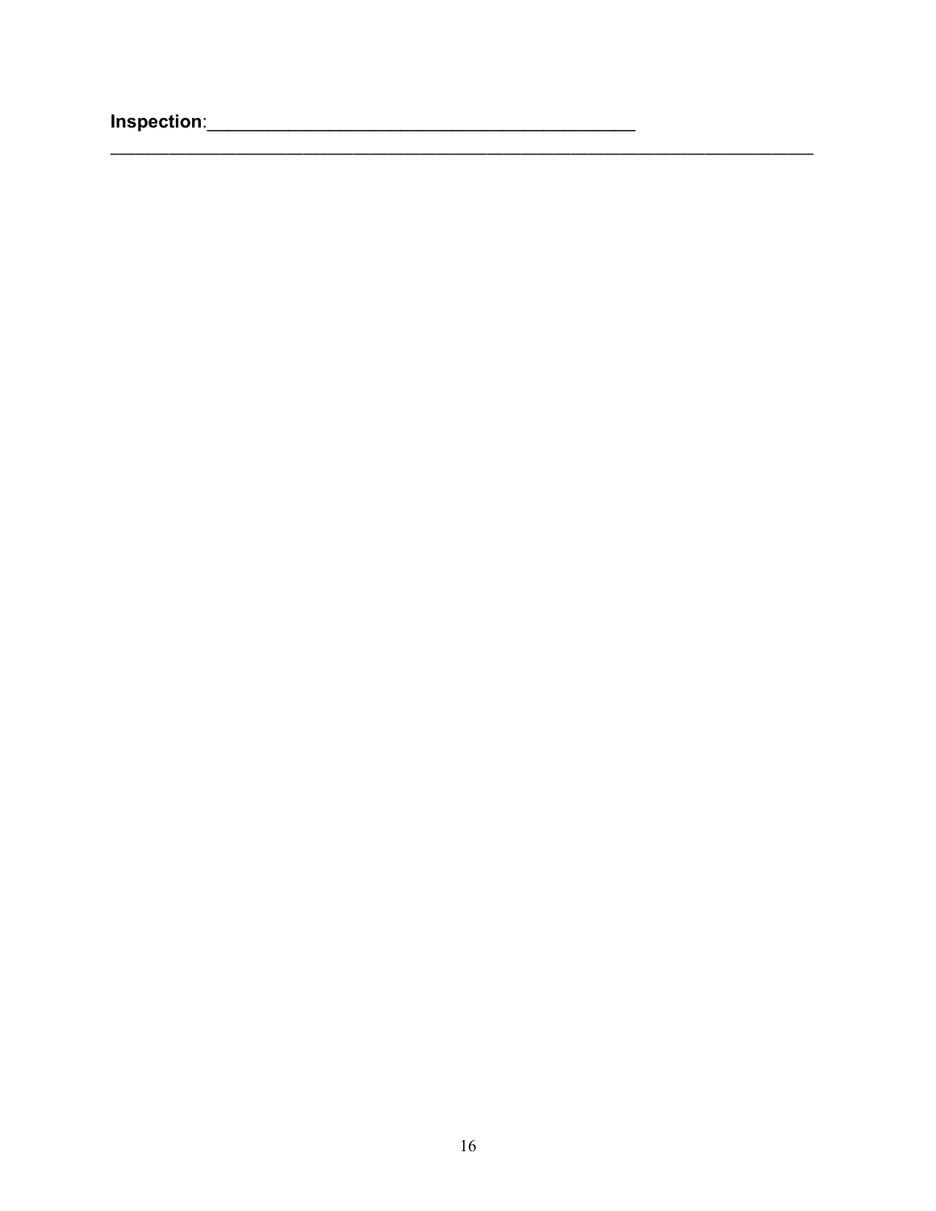**Inspection**:___________________________________________

______________________________________________________________________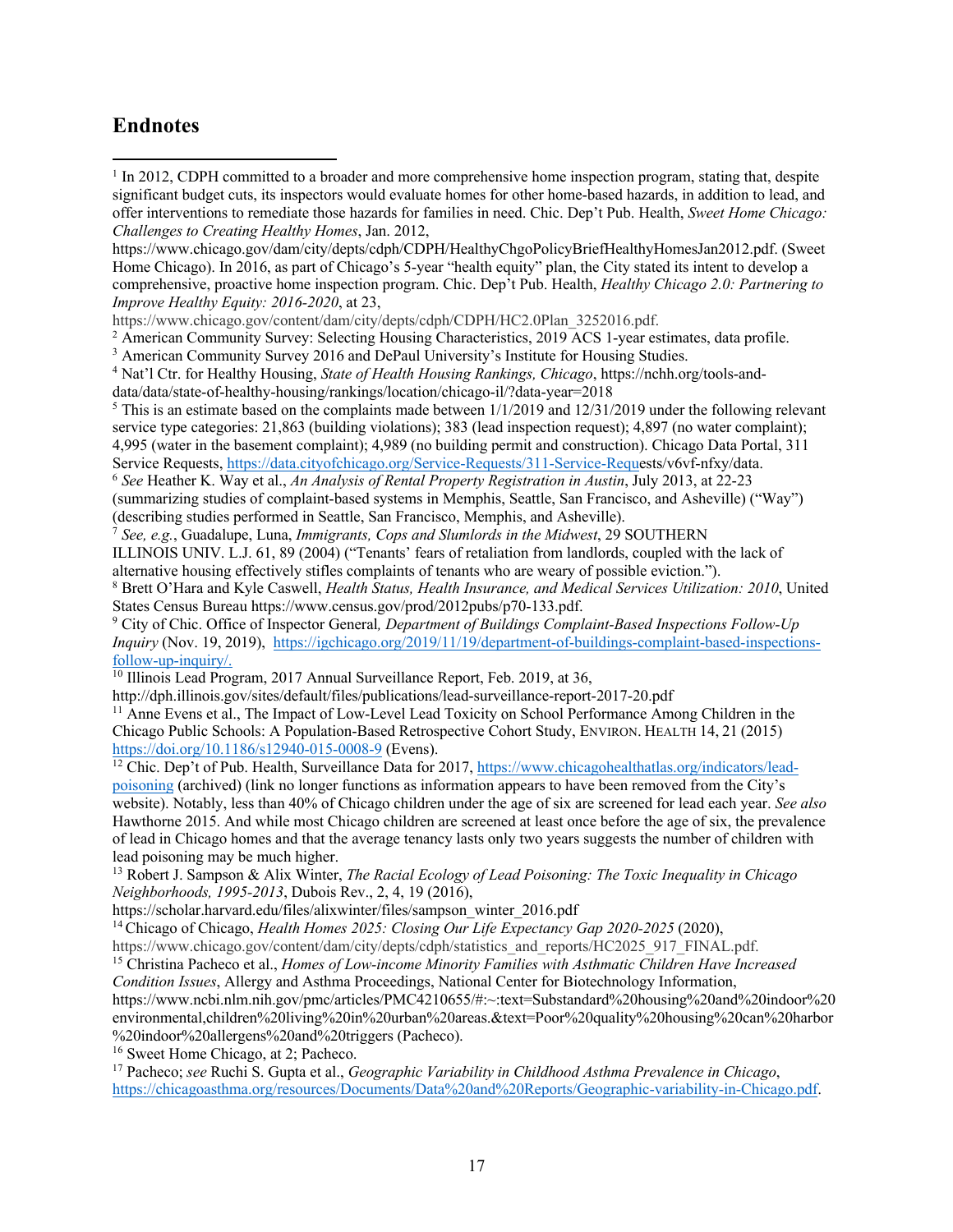## Endnotes

[1] In 2012, CDPH committed to a broader and more comprehensive home inspection program, stating that, despite significant budget cuts, its inspectors would evaluate homes for other home-based hazards, in addition to lead, and offer interventions to remediate those hazards for families in need. Chic. Dep't Pub. Health, *Sweet Home Chicago: Challenges to Creating Healthy Homes*, Jan. 2012, https://www.chicago.gov/dam/city/depts/cdph/CDPH/HealthyChgoPolicyBriefHealthyHomesJan2012.pdf. (Sweet Home Chicago). In 2016, as part of Chicago's 5-year "health equity" plan, the City stated its intent to develop a comprehensive, proactive home inspection program. Chic. Dep't Pub. Health, *Healthy Chicago 2.0: Partnering to Improve Healthy Equity: 2016-2020*, at 23, https://www.chicago.gov/content/dam/city/depts/cdph/CDPH/HC2.0Plan_3252016.pdf.

[2] American Community Survey: Selecting Housing Characteristics, 2019 ACS 1-year estimates, data profile.

[3] American Community Survey 2016 and DePaul University's Institute for Housing Studies.

[4] Nat'l Ctr. for Healthy Housing, *State of Health Housing Rankings, Chicago*, https://nchh.org/tools-and-data/data/state-of-healthy-housing/rankings/location/chicago-il/?data-year=2018

[5] This is an estimate based on the complaints made between 1/1/2019 and 12/31/2019 under the following relevant service type categories: 21,863 (building violations); 383 (lead inspection request); 4,897 (no water complaint); 4,995 (water in the basement complaint); 4,989 (no building permit and construction). Chicago Data Portal, 311 Service Requests, https://data.cityofchicago.org/Service-Requests/311-Service-Requests/v6vf-nfxy/data.

[6] *See* Heather K. Way et al., *An Analysis of Rental Property Registration in Austin*, July 2013, at 22-23 (summarizing studies of complaint-based systems in Memphis, Seattle, San Francisco, and Asheville) ("Way") (describing studies performed in Seattle, San Francisco, Memphis, and Asheville).

[7] *See, e.g.*, Guadalupe, Luna, *Immigrants, Cops and Slumlords in the Midwest*, 29 SOUTHERN ILLINOIS UNIV. L.J. 61, 89 (2004) ("Tenants' fears of retaliation from landlords, coupled with the lack of alternative housing effectively stifles complaints of tenants who are weary of possible eviction.").

[8] Brett O'Hara and Kyle Caswell, *Health Status, Health Insurance, and Medical Services Utilization: 2010*, United States Census Bureau https://www.census.gov/prod/2012pubs/p70-133.pdf.

[9] City of Chic. Office of Inspector General*, Department of Buildings Complaint-Based Inspections Follow-Up Inquiry* (Nov. 19, 2019), https://igchicago.org/2019/11/19/department-of-buildings-complaint-based-inspections-follow-up-inquiry/.

[10] Illinois Lead Program, 2017 Annual Surveillance Report, Feb. 2019, at 36, http://dph.illinois.gov/sites/default/files/publications/lead-surveillance-report-2017-20.pdf

[11] Anne Evens et al., The Impact of Low-Level Lead Toxicity on School Performance Among Children in the Chicago Public Schools: A Population-Based Retrospective Cohort Study, ENVIRON. HEALTH 14, 21 (2015) https://doi.org/10.1186/s12940-015-0008-9 (Evens).

[12] Chic. Dep't of Pub. Health, Surveillance Data for 2017, https://www.chicagohealthatlas.org/indicators/lead-poisoning (archived) (link no longer functions as information appears to have been removed from the City's website). Notably, less than 40% of Chicago children under the age of six are screened for lead each year. *See also* Hawthorne 2015. And while most Chicago children are screened at least once before the age of six, the prevalence of lead in Chicago homes and that the average tenancy lasts only two years suggests the number of children with lead poisoning may be much higher.

[13] Robert J. Sampson & Alix Winter, *The Racial Ecology of Lead Poisoning: The Toxic Inequality in Chicago Neighborhoods, 1995-2013*, Dubois Rev., 2, 4, 19 (2016), https://scholar.harvard.edu/files/alixwinter/files/sampson_winter_2016.pdf

[14] Chicago of Chicago, *Health Homes 2025: Closing Our Life Expectancy Gap 2020-2025* (2020), https://www.chicago.gov/content/dam/city/depts/cdph/statistics_and_reports/HC2025_917_FINAL.pdf.

[15] Christina Pacheco et al., *Homes of Low-income Minority Families with Asthmatic Children Have Increased Condition Issues*, Allergy and Asthma Proceedings, National Center for Biotechnology Information, https://www.ncbi.nlm.nih.gov/pmc/articles/PMC4210655/#:~:text=Substandard%20housing%20and%20indoor%20environmental,children%20living%20in%20urban%20areas.&text=Poor%20quality%20housing%20can%20harbor%20indoor%20allergens%20and%20triggers (Pacheco).

[16] Sweet Home Chicago, at 2; Pacheco.

[17] Pacheco; *see* Ruchi S. Gupta et al., *Geographic Variability in Childhood Asthma Prevalence in Chicago*, https://chicagoasthma.org/resources/Documents/Data%20and%20Reports/Geographic-variability-in-Chicago.pdf.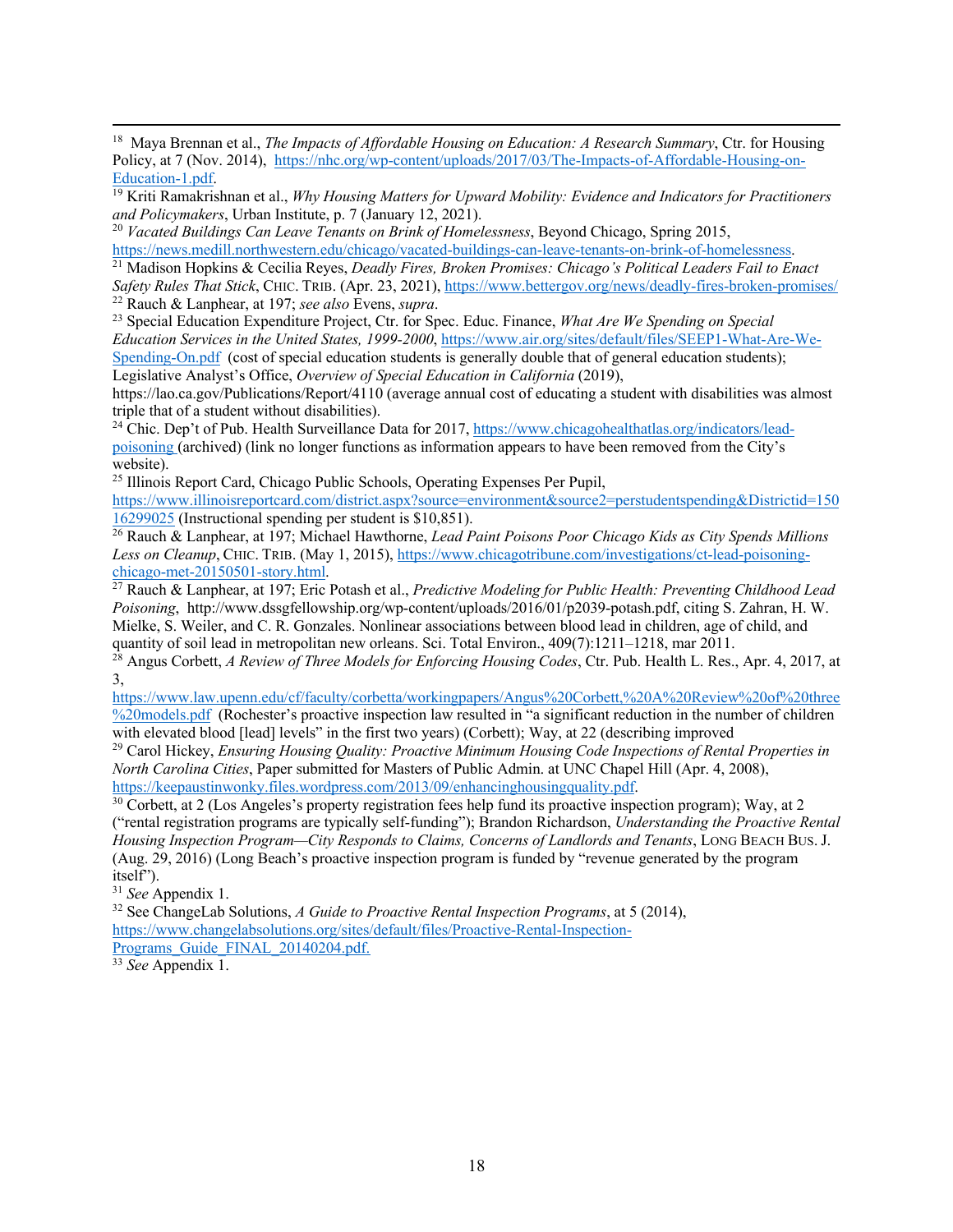[18] Maya Brennan et al., *The Impacts of Affordable Housing on Education: A Research Summary*, Ctr. for Housing Policy, at 7 (Nov. 2014), https://nhc.org/wp-content/uploads/2017/03/The-Impacts-of-Affordable-Housing-on-Education-1.pdf.

[19] Kriti Ramakrishnan et al., *Why Housing Matters for Upward Mobility: Evidence and Indicators for Practitioners and Policymakers*, Urban Institute, p. 7 (January 12, 2021).

[20] *Vacated Buildings Can Leave Tenants on Brink of Homelessness*, Beyond Chicago, Spring 2015, https://news.medill.northwestern.edu/chicago/vacated-buildings-can-leave-tenants-on-brink-of-homelessness.

[21] Madison Hopkins & Cecilia Reyes, *Deadly Fires, Broken Promises: Chicago's Political Leaders Fail to Enact Safety Rules That Stick*, CHIC. TRIB. (Apr. 23, 2021), https://www.bettergov.org/news/deadly-fires-broken-promises/

[22] Rauch & Lanphear, at 197; *see also* Evens, *supra*.

[23] Special Education Expenditure Project, Ctr. for Spec. Educ. Finance, *What Are We Spending on Special Education Services in the United States, 1999-2000*, https://www.air.org/sites/default/files/SEEP1-What-Are-We-Spending-On.pdf (cost of special education students is generally double that of general education students); Legislative Analyst's Office, *Overview of Special Education in California* (2019), https://lao.ca.gov/Publications/Report/4110 (average annual cost of educating a student with disabilities was almost triple that of a student without disabilities).

[24] Chic. Dep't of Pub. Health Surveillance Data for 2017, https://www.chicagohealthatlas.org/indicators/lead-poisoning (archived) (link no longer functions as information appears to have been removed from the City's website).

[25] Illinois Report Card, Chicago Public Schools, Operating Expenses Per Pupil, https://www.illinoisreportcard.com/district.aspx?source=environment&source2=perstudentspending&Districtid=15016299025 (Instructional spending per student is $10,851).

[26] Rauch & Lanphear, at 197; Michael Hawthorne, *Lead Paint Poisons Poor Chicago Kids as City Spends Millions Less on Cleanup*, CHIC. TRIB. (May 1, 2015), https://www.chicagotribune.com/investigations/ct-lead-poisoning-chicago-met-20150501-story.html.

[27] Rauch & Lanphear, at 197; Eric Potash et al., *Predictive Modeling for Public Health: Preventing Childhood Lead Poisoning*, http://www.dssgfellowship.org/wp-content/uploads/2016/01/p2039-potash.pdf, citing S. Zahran, H. W. Mielke, S. Weiler, and C. R. Gonzales. Nonlinear associations between blood lead in children, age of child, and quantity of soil lead in metropolitan new orleans. Sci. Total Environ., 409(7):1211–1218, mar 2011.

[28] Angus Corbett, *A Review of Three Models for Enforcing Housing Codes*, Ctr. Pub. Health L. Res., Apr. 4, 2017, at 3, https://www.law.upenn.edu/cf/faculty/corbetta/workingpapers/Angus%20Corbett,%20A%20Review%20of%20three%20models.pdf (Rochester's proactive inspection law resulted in "a significant reduction in the number of children with elevated blood [lead] levels" in the first two years) (Corbett); Way, at 22 (describing improved

[29] Carol Hickey, *Ensuring Housing Quality: Proactive Minimum Housing Code Inspections of Rental Properties in North Carolina Cities*, Paper submitted for Masters of Public Admin. at UNC Chapel Hill (Apr. 4, 2008), https://keepaustinwonky.files.wordpress.com/2013/09/enhancinghousingquality.pdf.

[30] Corbett, at 2 (Los Angeles's property registration fees help fund its proactive inspection program); Way, at 2 ("rental registration programs are typically self-funding"); Brandon Richardson, *Understanding the Proactive Rental Housing Inspection Program—City Responds to Claims, Concerns of Landlords and Tenants*, LONG BEACH BUS. J. (Aug. 29, 2016) (Long Beach's proactive inspection program is funded by "revenue generated by the program itself").

[31] *See* Appendix 1.

[32] See ChangeLab Solutions, *A Guide to Proactive Rental Inspection Programs*, at 5 (2014), https://www.changelabsolutions.org/sites/default/files/Proactive-Rental-Inspection-Programs_Guide_FINAL_20140204.pdf.

[33] *See* Appendix 1.